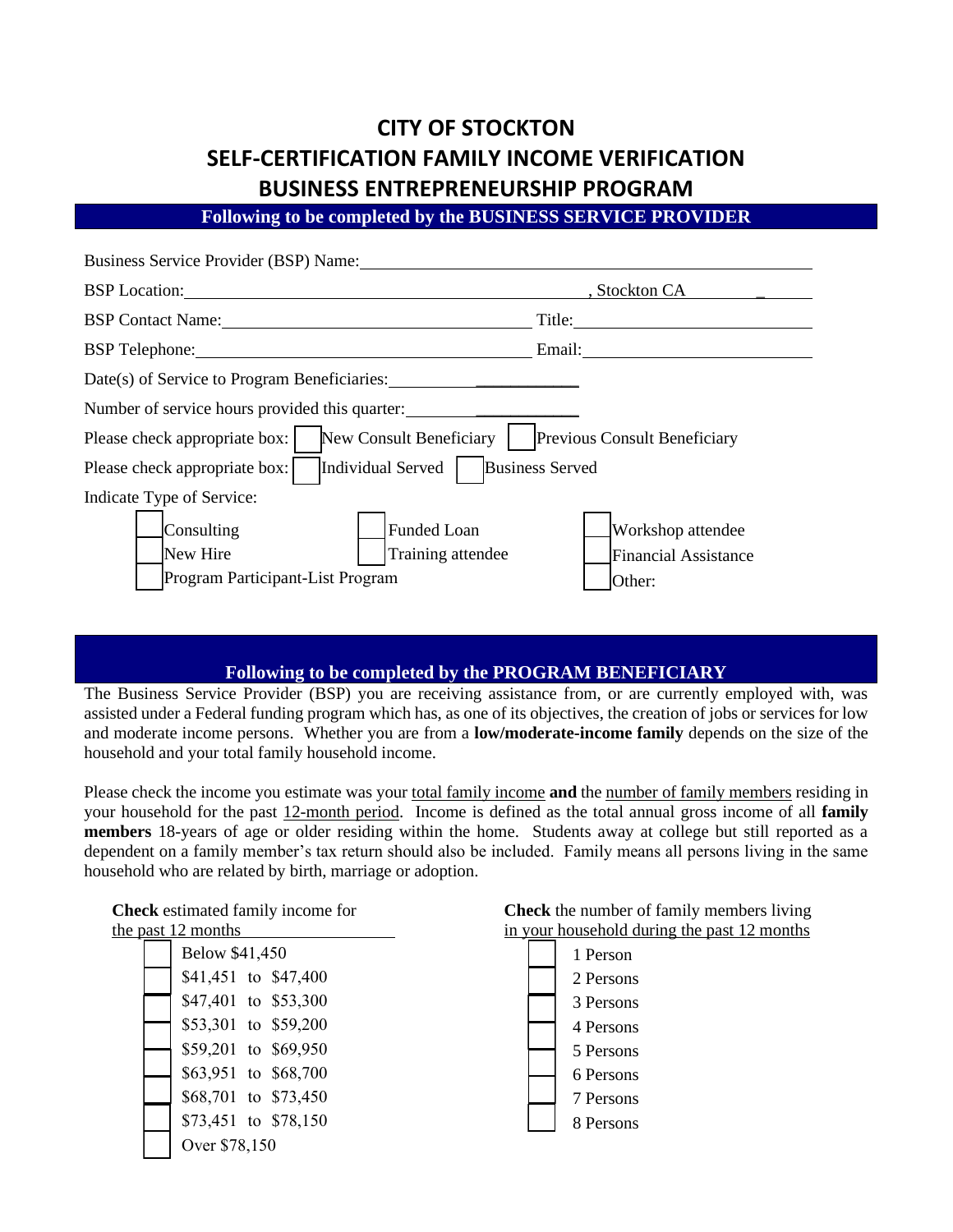# CITY OF STOCKTON
# SELF-CERTIFICATION FAMILY INCOME VERIFICATION
# BUSINESS ENTREPRENEURSHIP PROGRAM

**Following to be completed by the BUSINESS SERVICE PROVIDER**

Business Service Provider (BSP) Name: ________________________________________

BSP Location: ______________________________________, Stockton CA ________

BSP Contact Name: ____________________________ Title: ____________________

BSP Telephone: ______________________________ Email: ____________________

Date(s) of Service to Program Beneficiaries: ____________________

Number of service hours provided this quarter: ____________________

Please check appropriate box: ☐ New Consult Beneficiary ☐ Previous Consult Beneficiary

Please check appropriate box: ☐ Individual Served ☐ Business Served

Indicate Type of Service:

- ☐ Consulting
- ☐ New Hire
- ☐ Program Participant-List Program
- ☐ Funded Loan
- ☐ Training attendee
- ☐ Workshop attendee
- ☐ Financial Assistance
- ☐ Other:

**Following to be completed by the PROGRAM BENEFICIARY**

The Business Service Provider (BSP) you are receiving assistance from, or are currently employed with, was assisted under a Federal funding program which has, as one of its objectives, the creation of jobs or services for low and moderate income persons. Whether you are from a **low/moderate-income family** depends on the size of the household and your total family household income.

Please check the income you estimate was your total family income **and** the number of family members residing in your household for the past 12-month period. Income is defined as the total annual gross income of all **family members** 18-years of age or older residing within the home. Students away at college but still reported as a dependent on a family member's tax return should also be included. Family means all persons living in the same household who are related by birth, marriage or adoption.

**Check** estimated family income for the past 12 months

- ☐ Below $41,450
- ☐ $41,451 to $47,400
- ☐ $47,401 to $53,300
- ☐ $53,301 to $59,200
- ☐ $59,201 to $69,950
- ☐ $63,951 to $68,700
- ☐ $68,701 to $73,450
- ☐ $73,451 to $78,150
- ☐ Over $78,150

**Check** the number of family members living in your household during the past 12 months

- ☐ 1 Person
- ☐ 2 Persons
- ☐ 3 Persons
- ☐ 4 Persons
- ☐ 5 Persons
- ☐ 6 Persons
- ☐ 7 Persons
- ☐ 8 Persons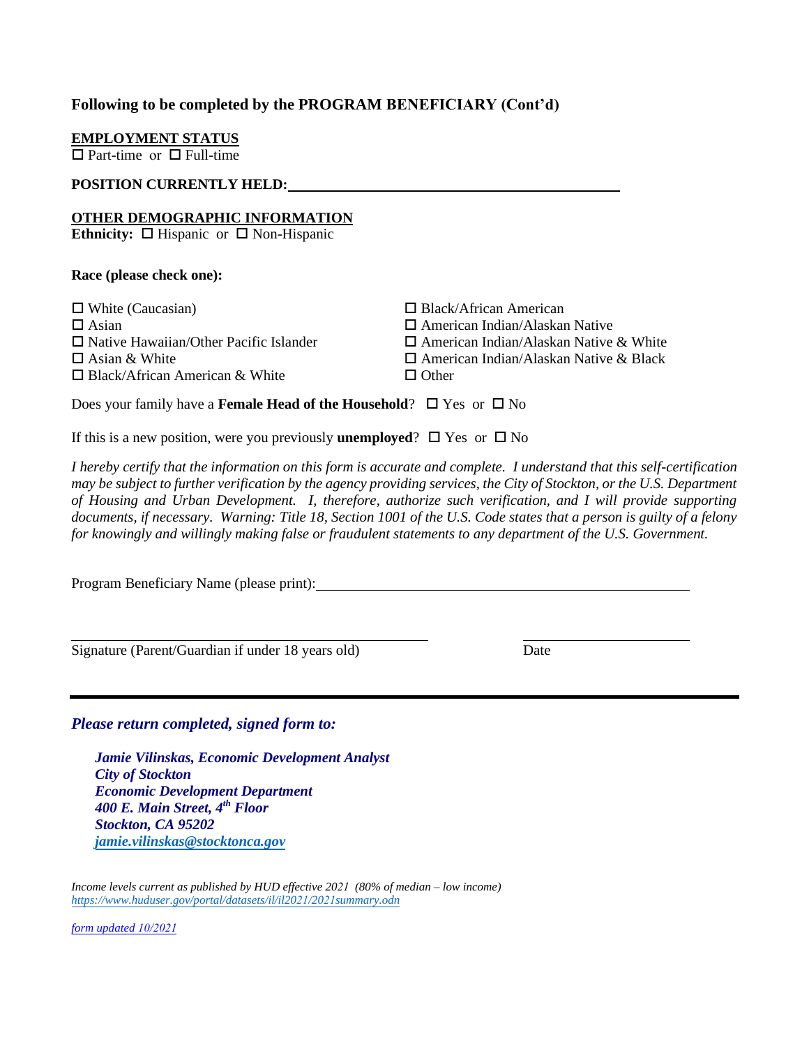### Following to be completed by the PROGRAM BENEFICIARY (Cont'd)

**EMPLOYMENT STATUS**

☐ Part-time or ☐ Full-time

**POSITION CURRENTLY HELD:** \_\_\_\_\_\_\_\_\_\_\_\_\_\_\_\_\_\_\_\_\_\_\_\_\_\_\_\_\_\_\_\_\_\_\_\_\_\_\_\_

**OTHER DEMOGRAPHIC INFORMATION**

**Ethnicity:** ☐ Hispanic or ☐ Non-Hispanic

**Race (please check one):**

☐ White (Caucasian)
☐ Asian
☐ Native Hawaiian/Other Pacific Islander
☐ Asian & White
☐ Black/African American & White
☐ Black/African American
☐ American Indian/Alaskan Native
☐ American Indian/Alaskan Native & White
☐ American Indian/Alaskan Native & Black
☐ Other

Does your family have a **Female Head of the Household**? ☐ Yes or ☐ No

If this is a new position, were you previously **unemployed**? ☐ Yes or ☐ No

*I hereby certify that the information on this form is accurate and complete. I understand that this self-certification may be subject to further verification by the agency providing services, the City of Stockton, or the U.S. Department of Housing and Urban Development. I, therefore, authorize such verification, and I will provide supporting documents, if necessary. Warning: Title 18, Section 1001 of the U.S. Code states that a person is guilty of a felony for knowingly and willingly making false or fraudulent statements to any department of the U.S. Government.*

Program Beneficiary Name (please print): \_\_\_\_\_\_\_\_\_\_\_\_\_\_\_\_\_\_\_\_\_\_\_\_\_\_\_\_\_\_\_\_\_\_\_\_\_\_\_\_

\_\_\_\_\_\_\_\_\_\_\_\_\_\_\_\_\_\_\_\_\_\_\_\_\_\_\_\_\_\_\_\_\_\_\_\_\_\_\_\_ \_\_\_\_\_\_\_\_\_\_\_\_\_\_\_\_\_\_\_\_

Signature (Parent/Guardian if under 18 years old) Date

---

***Please return completed, signed form to:***

***Jamie Vilinskas, Economic Development Analyst***
***City of Stockton***
***Economic Development Department***
***400 E. Main Street, 4th Floor***
***Stockton, CA 95202***
***jamie.vilinskas@stocktonca.gov***

*Income levels current as published by HUD effective 2021 (80% of median – low income)*
*https://www.huduser.gov/portal/datasets/il/il2021/2021summary.odn*

*form updated 10/2021*